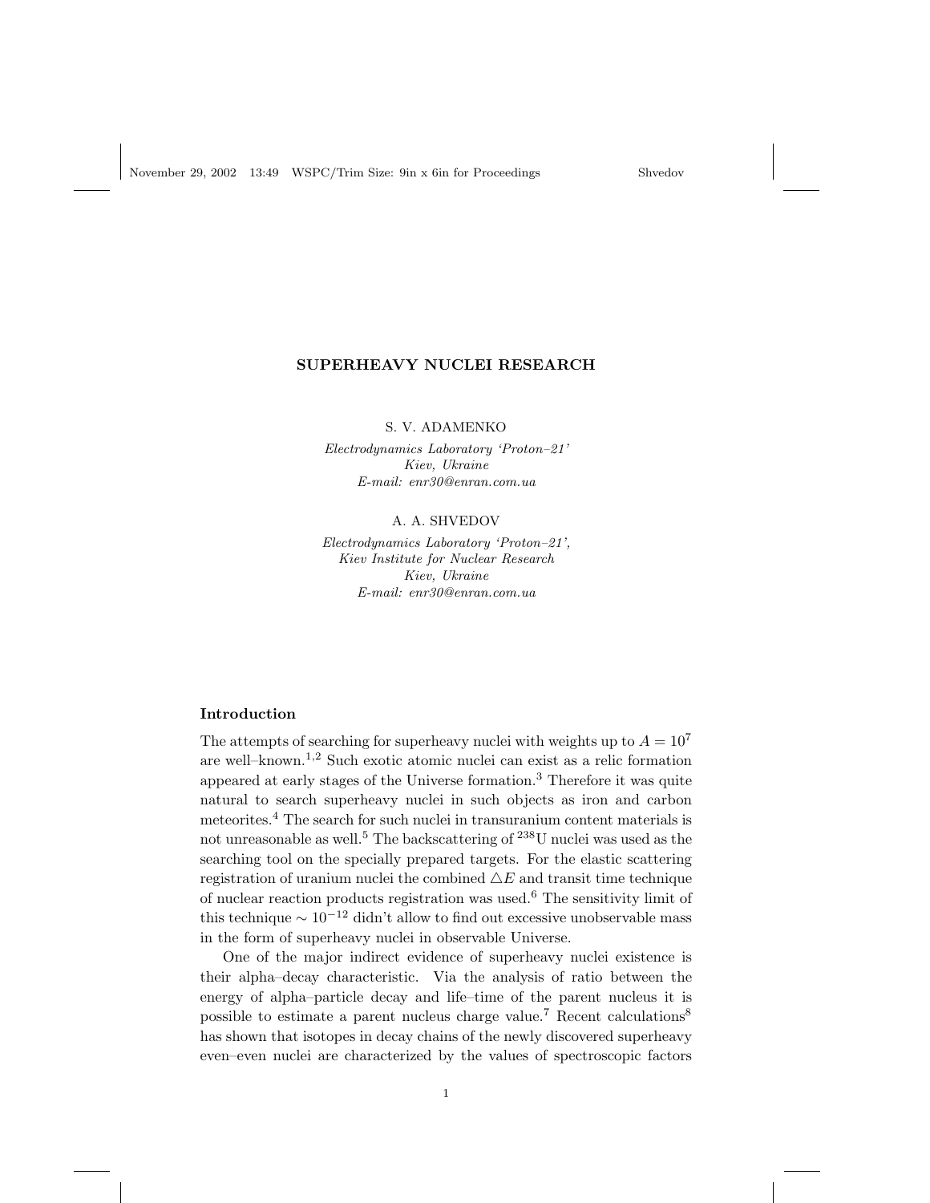# SUPERHEAVY NUCLEI RESEARCH

S. V. ADAMENKO

*Electrodynamics Laboratory 'Proton–21'*
*Kiev, Ukraine*
*E-mail: enr30@enran.com.ua*

A. A. SHVEDOV

*Electrodynamics Laboratory 'Proton–21',*
*Kiev Institute for Nuclear Research*
*Kiev, Ukraine*
*E-mail: enr30@enran.com.ua*

## Introduction

The attempts of searching for superheavy nuclei with weights up to $A = 10^7$ are well–known.[1,2] Such exotic atomic nuclei can exist as a relic formation appeared at early stages of the Universe formation.[3] Therefore it was quite natural to search superheavy nuclei in such objects as iron and carbon meteorites.[4] The search for such nuclei in transuranium content materials is not unreasonable as well.[5] The backscattering of $^{238}$U nuclei was used as the searching tool on the specially prepared targets. For the elastic scattering registration of uranium nuclei the combined $\triangle E$ and transit time technique of nuclear reaction products registration was used.[6] The sensitivity limit of this technique $\sim 10^{-12}$ didn't allow to find out excessive unobservable mass in the form of superheavy nuclei in observable Universe.

One of the major indirect evidence of superheavy nuclei existence is their alpha–decay characteristic. Via the analysis of ratio between the energy of alpha–particle decay and life–time of the parent nucleus it is possible to estimate a parent nucleus charge value.[7] Recent calculations[8] has shown that isotopes in decay chains of the newly discovered superheavy even–even nuclei are characterized by the values of spectroscopic factors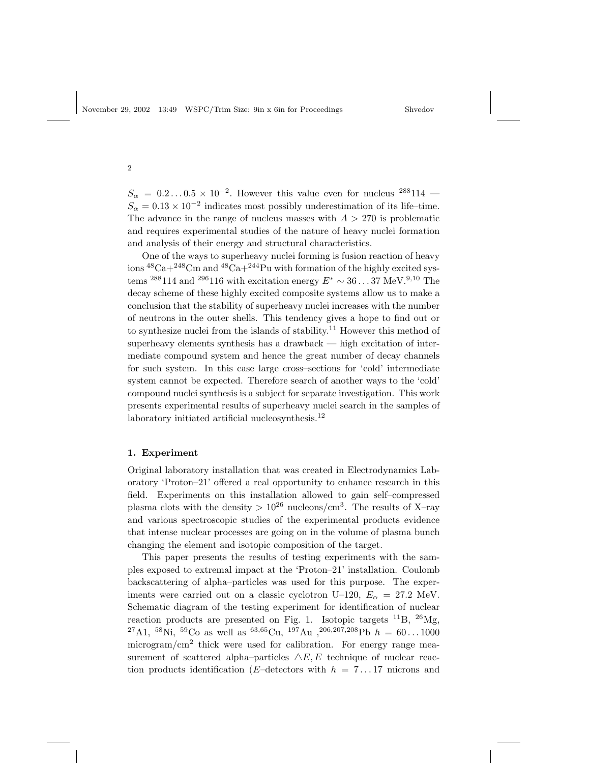$S_\alpha = 0.2 \ldots 0.5 \times 10^{-2}$. However this value even for nucleus $^{288}114$ — $S_\alpha = 0.13 \times 10^{-2}$ indicates most possibly underestimation of its life–time. The advance in the range of nucleus masses with $A > 270$ is problematic and requires experimental studies of the nature of heavy nuclei formation and analysis of their energy and structural characteristics.

One of the ways to superheavy nuclei forming is fusion reaction of heavy ions $^{48}$Ca+$^{248}$Cm and $^{48}$Ca+$^{244}$Pu with formation of the highly excited systems $^{288}114$ and $^{296}116$ with excitation energy $E^* \sim 36 \ldots 37$ MeV.[9,10] The decay scheme of these highly excited composite systems allow us to make a conclusion that the stability of superheavy nuclei increases with the number of neutrons in the outer shells. This tendency gives a hope to find out or to synthesize nuclei from the islands of stability.[11] However this method of superheavy elements synthesis has a drawback — high excitation of intermediate compound system and hence the great number of decay channels for such system. In this case large cross–sections for 'cold' intermediate system cannot be expected. Therefore search of another ways to the 'cold' compound nuclei synthesis is a subject for separate investigation. This work presents experimental results of superheavy nuclei search in the samples of laboratory initiated artificial nucleosynthesis.[12]

## 1. Experiment

Original laboratory installation that was created in Electrodynamics Laboratory 'Proton–21' offered a real opportunity to enhance research in this field. Experiments on this installation allowed to gain self–compressed plasma clots with the density $> 10^{26}$ nucleons/cm$^3$. The results of X–ray and various spectroscopic studies of the experimental products evidence that intense nuclear processes are going on in the volume of plasma bunch changing the element and isotopic composition of the target.

This paper presents the results of testing experiments with the samples exposed to extremal impact at the 'Proton–21' installation. Coulomb backscattering of alpha–particles was used for this purpose. The experiments were carried out on a classic cyclotron U–120, $E_\alpha = 27.2$ MeV. Schematic diagram of the testing experiment for identification of nuclear reaction products are presented on Fig. 1. Isotopic targets $^{11}$B, $^{26}$Mg, $^{27}$A1, $^{58}$Ni, $^{59}$Co as well as $^{63,65}$Cu, $^{197}$Au ,$^{206,207,208}$Pb $h = 60 \ldots 1000$ microgram/cm$^2$ thick were used for calibration. For energy range measurement of scattered alpha–particles $\triangle E, E$ technique of nuclear reaction products identification ($E$–detectors with $h = 7 \ldots 17$ microns and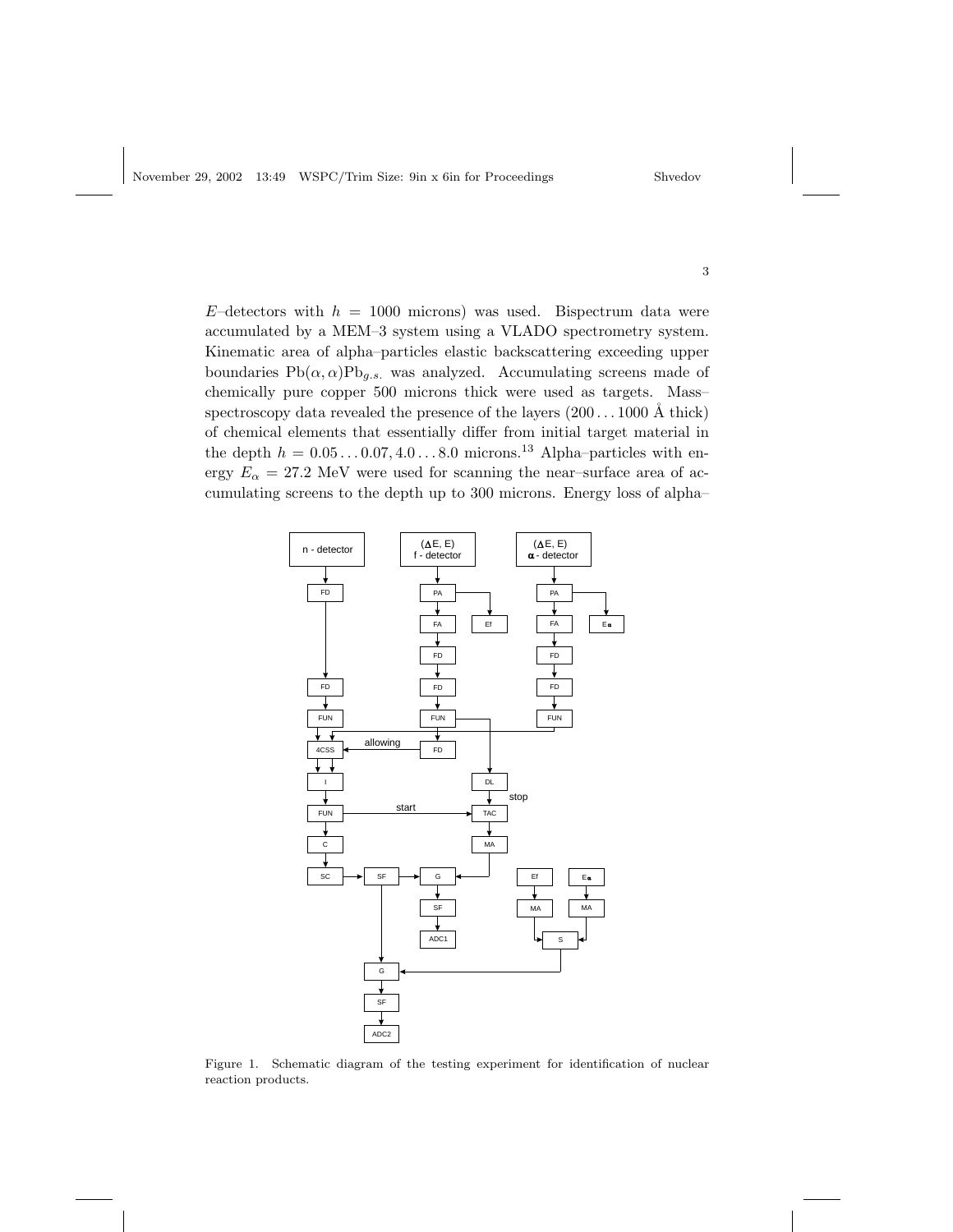$E$–detectors with $h = 1000$ microns) was used. Bispectrum data were accumulated by a MEM–3 system using a VLADO spectrometry system. Kinematic area of alpha–particles elastic backscattering exceeding upper boundaries $\mathrm{Pb}(\alpha,\alpha)\mathrm{Pb}_{g.s.}$ was analyzed. Accumulating screens made of chemically pure copper 500 microns thick were used as targets. Mass–spectroscopy data revealed the presence of the layers $(200\ldots1000$ Å thick) of chemical elements that essentially differ from initial target material in the depth $h = 0.05\ldots0.07, 4.0\ldots8.0$ microns.[13] Alpha–particles with energy $E_\alpha = 27.2$ MeV were used for scanning the near–surface area of accumulating screens to the depth up to 300 microns. Energy loss of alpha–

n - detector
($\Delta$E, E) f - detector
($\Delta$E, E) $\alpha$ - detector
FD
PA
PA
FA
Ef
FA
E$\alpha$
FD
FD
FD
FD
FD
FUN
FUN
FUN
allowing
4CSS
FD
I
DL
stop
start
FUN
TAC
C
MA
SC
SF
G
Ef
E$\alpha$
SF
MA
MA
ADC1
S
G
SF
ADC2

Figure 1. Schematic diagram of the testing experiment for identification of nuclear reaction products.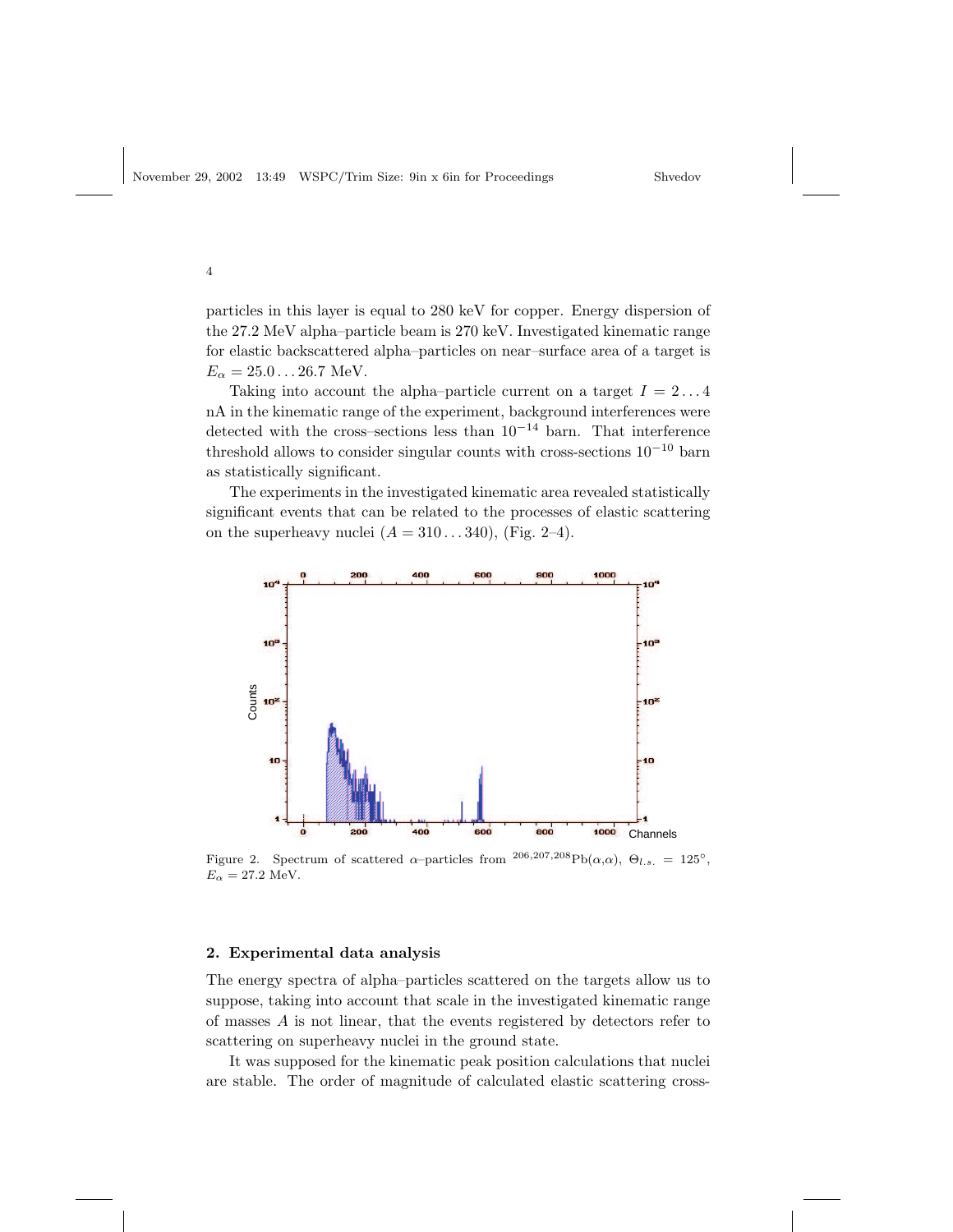particles in this layer is equal to 280 keV for copper. Energy dispersion of the 27.2 MeV alpha–particle beam is 270 keV. Investigated kinematic range for elastic backscattered alpha–particles on near–surface area of a target is $E_\alpha = 25.0 \ldots 26.7$ MeV.

Taking into account the alpha–particle current on a target $I = 2 \ldots 4$ nA in the kinematic range of the experiment, background interferences were detected with the cross–sections less than $10^{-14}$ barn. That interference threshold allows to consider singular counts with cross-sections $10^{-10}$ barn as statistically significant.

The experiments in the investigated kinematic area revealed statistically significant events that can be related to the processes of elastic scattering on the superheavy nuclei ($A = 310 \ldots 340$), (Fig. 2–4).

Counts

Channels

0 200 400 600 800 1000

1 10 10² 10³ 10⁴

Figure 2. Spectrum of scattered $\alpha$–particles from $^{206,207,208}$Pb($\alpha$,$\alpha$), $\Theta_{l.s.} = 125°$, $E_\alpha = 27.2$ MeV.

## 2. Experimental data analysis

The energy spectra of alpha–particles scattered on the targets allow us to suppose, taking into account that scale in the investigated kinematic range of masses $A$ is not linear, that the events registered by detectors refer to scattering on superheavy nuclei in the ground state.

It was supposed for the kinematic peak position calculations that nuclei are stable. The order of magnitude of calculated elastic scattering cross-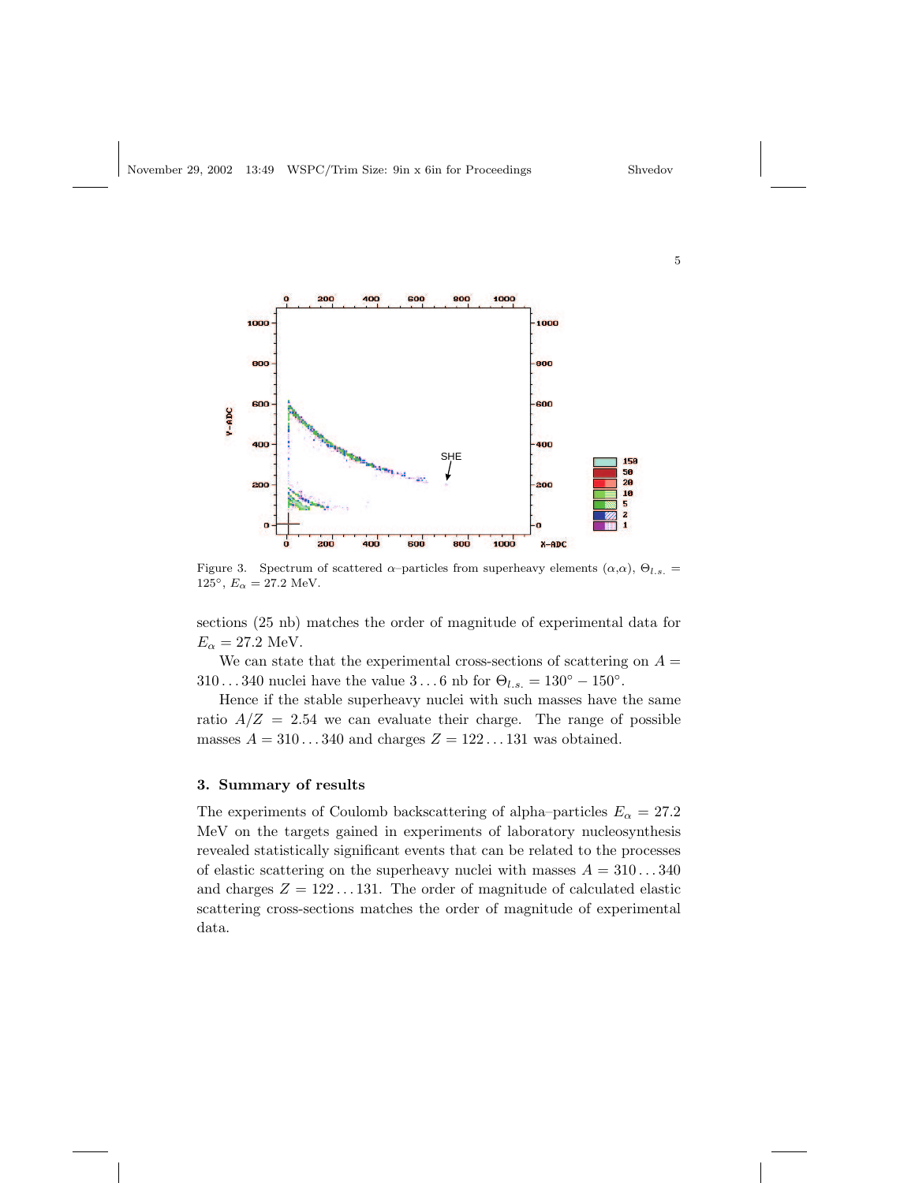0
200
400
600
800
1000

Y-ADC

1000
800
600
400
200
0

SHE

150
50
20
10
5
2
1

X-ADC

Figure 3. Spectrum of scattered $\alpha$–particles from superheavy elements $(\alpha,\alpha)$, $\Theta_{l.s.} = 125°$, $E_\alpha = 27.2$ MeV.

sections (25 nb) matches the order of magnitude of experimental data for $E_\alpha = 27.2$ MeV.

We can state that the experimental cross-sections of scattering on $A = 310 \ldots 340$ nuclei have the value $3 \ldots 6$ nb for $\Theta_{l.s.} = 130° - 150°$.

Hence if the stable superheavy nuclei with such masses have the same ratio $A/Z = 2.54$ we can evaluate their charge. The range of possible masses $A = 310 \ldots 340$ and charges $Z = 122 \ldots 131$ was obtained.

## 3. Summary of results

The experiments of Coulomb backscattering of alpha–particles $E_\alpha = 27.2$ MeV on the targets gained in experiments of laboratory nucleosynthesis revealed statistically significant events that can be related to the processes of elastic scattering on the superheavy nuclei with masses $A = 310 \ldots 340$ and charges $Z = 122 \ldots 131$. The order of magnitude of calculated elastic scattering cross-sections matches the order of magnitude of experimental data.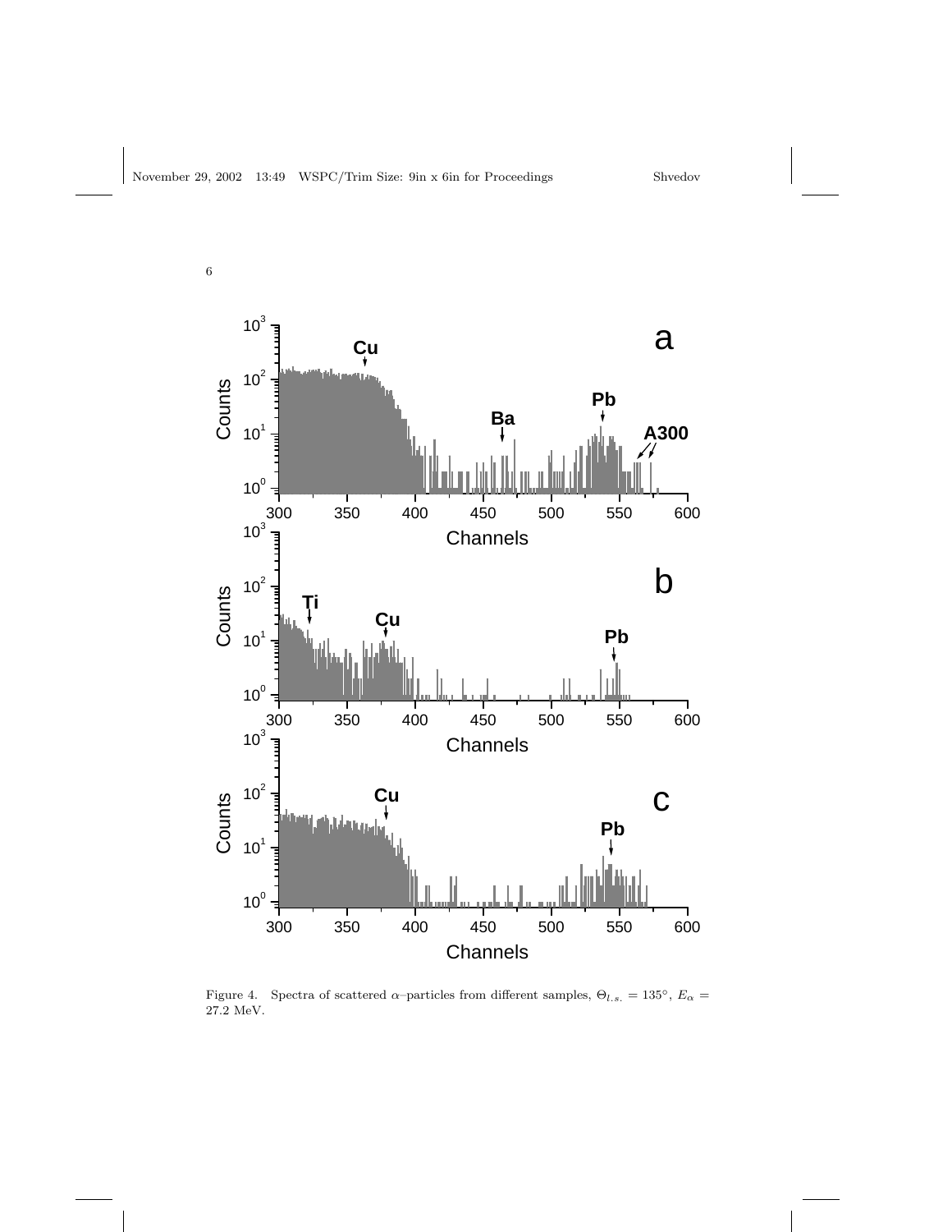a

Cu

Ba

Pb

A300

$10^3$

$10^2$

$10^1$

$10^0$

Counts

300 350 400 450 500 550 600

Channels

b

Ti

Cu

Pb

$10^3$

$10^2$

$10^1$

$10^0$

Counts

300 350 400 450 500 550 600

Channels

c

Cu

Pb

$10^3$

$10^2$

$10^1$

$10^0$

Counts

300 350 400 450 500 550 600

Channels

Figure 4. Spectra of scattered $\alpha$–particles from different samples, $\Theta_{l.s.} = 135°$, $E_\alpha = 27.2$ MeV.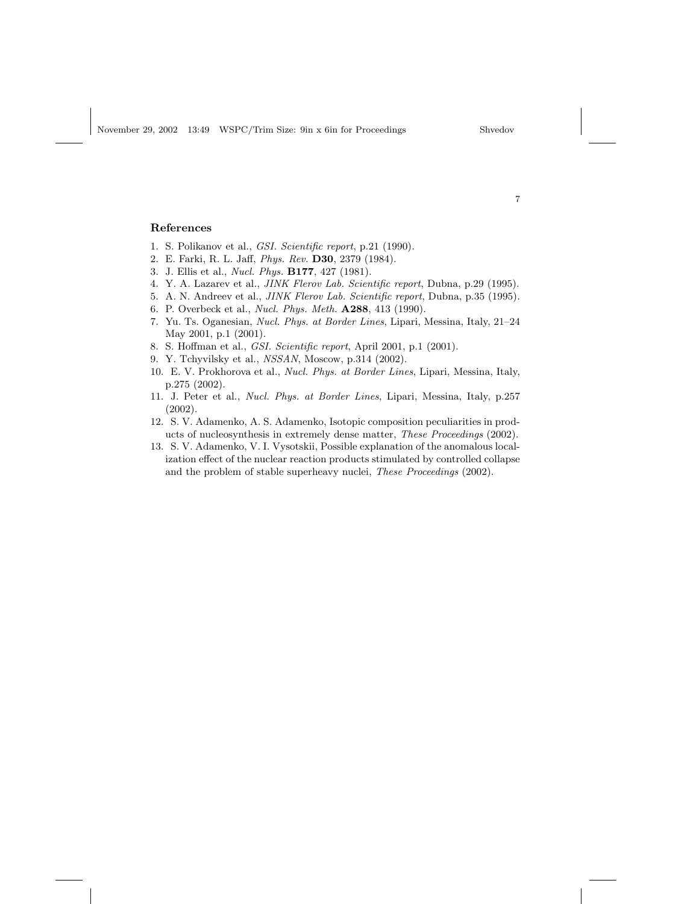## References

1. S. Polikanov et al., *GSI. Scientific report*, p.21 (1990).
2. E. Farki, R. L. Jaff, *Phys. Rev.* **D30**, 2379 (1984).
3. J. Ellis et al., *Nucl. Phys.* **B177**, 427 (1981).
4. Y. A. Lazarev et al., *JINK Flerov Lab. Scientific report*, Dubna, p.29 (1995).
5. A. N. Andreev et al., *JINK Flerov Lab. Scientific report*, Dubna, p.35 (1995).
6. P. Overbeck et al., *Nucl. Phys. Meth.* **A288**, 413 (1990).
7. Yu. Ts. Oganesian, *Nucl. Phys. at Border Lines*, Lipari, Messina, Italy, 21–24 May 2001, p.1 (2001).
8. S. Hoffman et al., *GSI. Scientific report*, April 2001, p.1 (2001).
9. Y. Tchyvilsky et al., *NSSAN*, Moscow, p.314 (2002).
10. E. V. Prokhorova et al., *Nucl. Phys. at Border Lines*, Lipari, Messina, Italy, p.275 (2002).
11. J. Peter et al., *Nucl. Phys. at Border Lines*, Lipari, Messina, Italy, p.257 (2002).
12. S. V. Adamenko, A. S. Adamenko, Isotopic composition peculiarities in products of nucleosynthesis in extremely dense matter, *These Proceedings* (2002).
13. S. V. Adamenko, V. I. Vysotskii, Possible explanation of the anomalous localization effect of the nuclear reaction products stimulated by controlled collapse and the problem of stable superheavy nuclei, *These Proceedings* (2002).